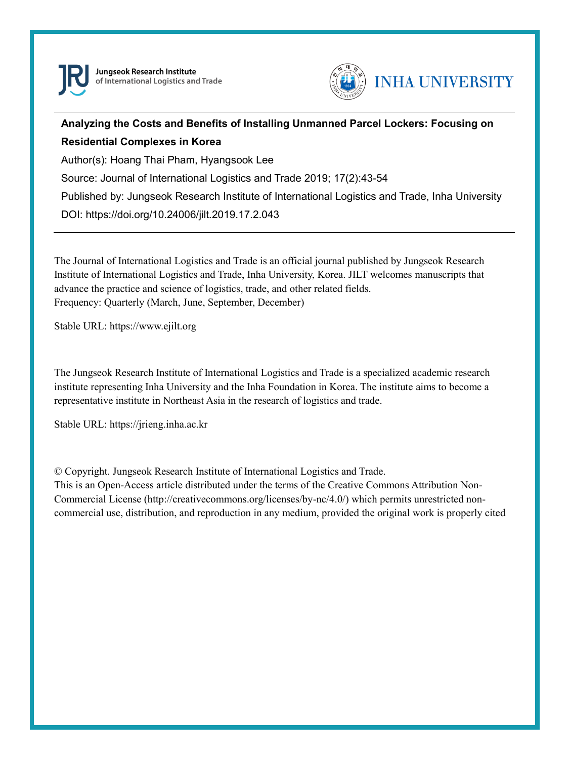Jungseok Research Institute of International Logistics and Trade

INHA UNIVERSITY

---

**Analyzing the Costs and Benefits of Installing Unmanned Parcel Lockers: Focusing on Residential Complexes in Korea**

Author(s): Hoang Thai Pham, Hyangsook Lee

Source: Journal of International Logistics and Trade 2019; 17(2):43-54

Published by: Jungseok Research Institute of International Logistics and Trade, Inha University

DOI: https://doi.org/10.24006/jilt.2019.17.2.043

---

The Journal of International Logistics and Trade is an official journal published by Jungseok Research Institute of International Logistics and Trade, Inha University, Korea. JILT welcomes manuscripts that advance the practice and science of logistics, trade, and other related fields.
Frequency: Quarterly (March, June, September, December)

Stable URL: https://www.ejilt.org

The Jungseok Research Institute of International Logistics and Trade is a specialized academic research institute representing Inha University and the Inha Foundation in Korea. The institute aims to become a representative institute in Northeast Asia in the research of logistics and trade.

Stable URL: https://jrieng.inha.ac.kr

© Copyright. Jungseok Research Institute of International Logistics and Trade.
This is an Open-Access article distributed under the terms of the Creative Commons Attribution Non-Commercial License (http://creativecommons.org/licenses/by-nc/4.0/) which permits unrestricted non-commercial use, distribution, and reproduction in any medium, provided the original work is properly cited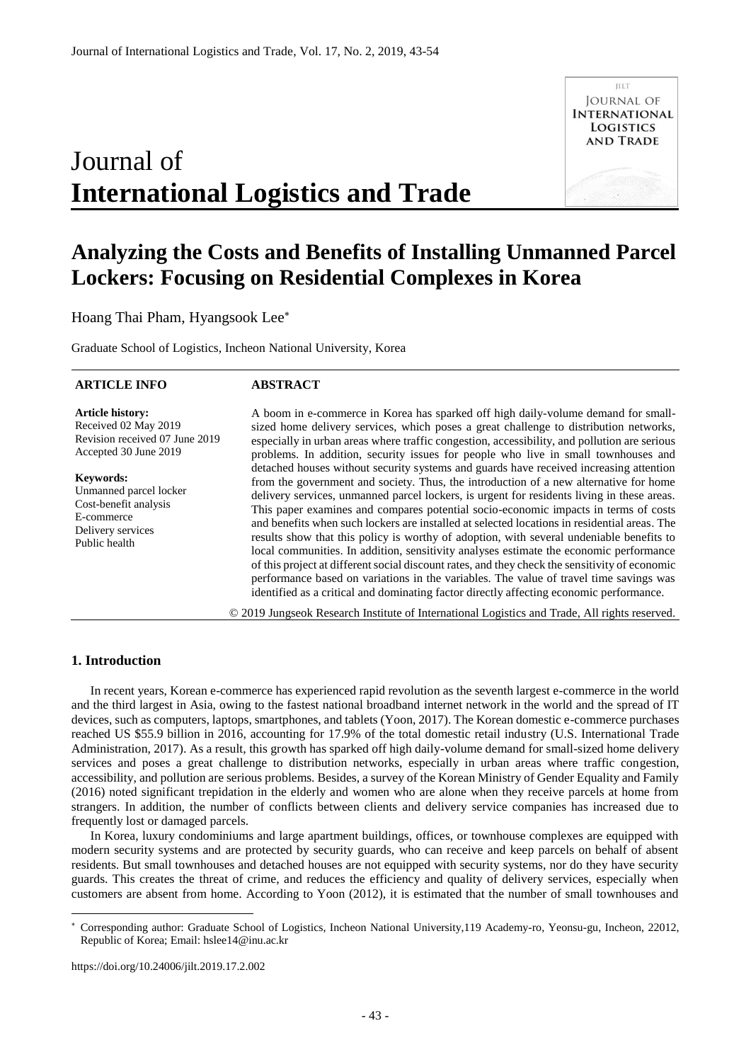# Journal of International Logistics and Trade

# Analyzing the Costs and Benefits of Installing Unmanned Parcel Lockers: Focusing on Residential Complexes in Korea

Hoang Thai Pham, Hyangsook Lee*

Graduate School of Logistics, Incheon National University, Korea

**ARTICLE INFO**

**Article history:**
Received 02 May 2019
Revision received 07 June 2019
Accepted 30 June 2019

**Keywords:**
Unmanned parcel locker
Cost-benefit analysis
E-commerce
Delivery services
Public health

**ABSTRACT**

A boom in e-commerce in Korea has sparked off high daily-volume demand for small-sized home delivery services, which poses a great challenge to distribution networks, especially in urban areas where traffic congestion, accessibility, and pollution are serious problems. In addition, security issues for people who live in small townhouses and detached houses without security systems and guards have received increasing attention from the government and society. Thus, the introduction of a new alternative for home delivery services, unmanned parcel lockers, is urgent for residents living in these areas. This paper examines and compares potential socio-economic impacts in terms of costs and benefits when such lockers are installed at selected locations in residential areas. The results show that this policy is worthy of adoption, with several undeniable benefits to local communities. In addition, sensitivity analyses estimate the economic performance of this project at different social discount rates, and they check the sensitivity of economic performance based on variations in the variables. The value of travel time savings was identified as a critical and dominating factor directly affecting economic performance.

© 2019 Jungseok Research Institute of International Logistics and Trade, All rights reserved.

## 1. Introduction

In recent years, Korean e-commerce has experienced rapid revolution as the seventh largest e-commerce in the world and the third largest in Asia, owing to the fastest national broadband internet network in the world and the spread of IT devices, such as computers, laptops, smartphones, and tablets (Yoon, 2017). The Korean domestic e-commerce purchases reached US $55.9 billion in 2016, accounting for 17.9% of the total domestic retail industry (U.S. International Trade Administration, 2017). As a result, this growth has sparked off high daily-volume demand for small-sized home delivery services and poses a great challenge to distribution networks, especially in urban areas where traffic congestion, accessibility, and pollution are serious problems. Besides, a survey of the Korean Ministry of Gender Equality and Family (2016) noted significant trepidation in the elderly and women who are alone when they receive parcels at home from strangers. In addition, the number of conflicts between clients and delivery service companies has increased due to frequently lost or damaged parcels.

In Korea, luxury condominiums and large apartment buildings, offices, or townhouse complexes are equipped with modern security systems and are protected by security guards, who can receive and keep parcels on behalf of absent residents. But small townhouses and detached houses are not equipped with security systems, nor do they have security guards. This creates the threat of crime, and reduces the efficiency and quality of delivery services, especially when customers are absent from home. According to Yoon (2012), it is estimated that the number of small townhouses and

---

* Corresponding author: Graduate School of Logistics, Incheon National University,119 Academy-ro, Yeonsu-gu, Incheon, 22012, Republic of Korea; Email: hslee14@inu.ac.kr

https://doi.org/10.24006/jilt.2019.17.2.002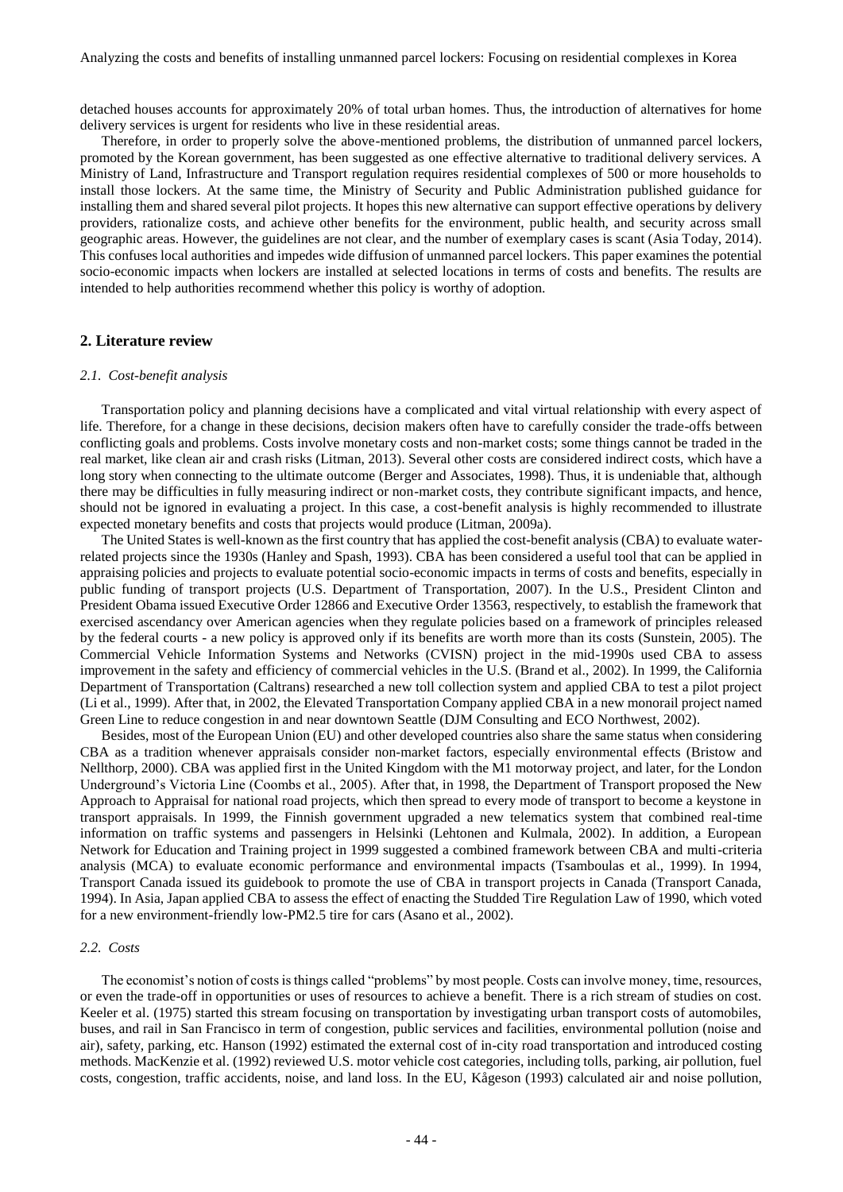detached houses accounts for approximately 20% of total urban homes. Thus, the introduction of alternatives for home delivery services is urgent for residents who live in these residential areas.

Therefore, in order to properly solve the above-mentioned problems, the distribution of unmanned parcel lockers, promoted by the Korean government, has been suggested as one effective alternative to traditional delivery services. A Ministry of Land, Infrastructure and Transport regulation requires residential complexes of 500 or more households to install those lockers. At the same time, the Ministry of Security and Public Administration published guidance for installing them and shared several pilot projects. It hopes this new alternative can support effective operations by delivery providers, rationalize costs, and achieve other benefits for the environment, public health, and security across small geographic areas. However, the guidelines are not clear, and the number of exemplary cases is scant (Asia Today, 2014). This confuses local authorities and impedes wide diffusion of unmanned parcel lockers. This paper examines the potential socio-economic impacts when lockers are installed at selected locations in terms of costs and benefits. The results are intended to help authorities recommend whether this policy is worthy of adoption.

## 2. Literature review

### *2.1. Cost-benefit analysis*

Transportation policy and planning decisions have a complicated and vital virtual relationship with every aspect of life. Therefore, for a change in these decisions, decision makers often have to carefully consider the trade-offs between conflicting goals and problems. Costs involve monetary costs and non-market costs; some things cannot be traded in the real market, like clean air and crash risks (Litman, 2013). Several other costs are considered indirect costs, which have a long story when connecting to the ultimate outcome (Berger and Associates, 1998). Thus, it is undeniable that, although there may be difficulties in fully measuring indirect or non-market costs, they contribute significant impacts, and hence, should not be ignored in evaluating a project. In this case, a cost-benefit analysis is highly recommended to illustrate expected monetary benefits and costs that projects would produce (Litman, 2009a).

The United States is well-known as the first country that has applied the cost-benefit analysis (CBA) to evaluate water-related projects since the 1930s (Hanley and Spash, 1993). CBA has been considered a useful tool that can be applied in appraising policies and projects to evaluate potential socio-economic impacts in terms of costs and benefits, especially in public funding of transport projects (U.S. Department of Transportation, 2007). In the U.S., President Clinton and President Obama issued Executive Order 12866 and Executive Order 13563, respectively, to establish the framework that exercised ascendancy over American agencies when they regulate policies based on a framework of principles released by the federal courts - a new policy is approved only if its benefits are worth more than its costs (Sunstein, 2005). The Commercial Vehicle Information Systems and Networks (CVISN) project in the mid-1990s used CBA to assess improvement in the safety and efficiency of commercial vehicles in the U.S. (Brand et al., 2002). In 1999, the California Department of Transportation (Caltrans) researched a new toll collection system and applied CBA to test a pilot project (Li et al., 1999). After that, in 2002, the Elevated Transportation Company applied CBA in a new monorail project named Green Line to reduce congestion in and near downtown Seattle (DJM Consulting and ECO Northwest, 2002).

Besides, most of the European Union (EU) and other developed countries also share the same status when considering CBA as a tradition whenever appraisals consider non-market factors, especially environmental effects (Bristow and Nellthorp, 2000). CBA was applied first in the United Kingdom with the M1 motorway project, and later, for the London Underground's Victoria Line (Coombs et al., 2005). After that, in 1998, the Department of Transport proposed the New Approach to Appraisal for national road projects, which then spread to every mode of transport to become a keystone in transport appraisals. In 1999, the Finnish government upgraded a new telematics system that combined real-time information on traffic systems and passengers in Helsinki (Lehtonen and Kulmala, 2002). In addition, a European Network for Education and Training project in 1999 suggested a combined framework between CBA and multi-criteria analysis (MCA) to evaluate economic performance and environmental impacts (Tsamboulas et al., 1999). In 1994, Transport Canada issued its guidebook to promote the use of CBA in transport projects in Canada (Transport Canada, 1994). In Asia, Japan applied CBA to assess the effect of enacting the Studded Tire Regulation Law of 1990, which voted for a new environment-friendly low-PM2.5 tire for cars (Asano et al., 2002).

### *2.2. Costs*

The economist's notion of costs is things called "problems" by most people. Costs can involve money, time, resources, or even the trade-off in opportunities or uses of resources to achieve a benefit. There is a rich stream of studies on cost. Keeler et al. (1975) started this stream focusing on transportation by investigating urban transport costs of automobiles, buses, and rail in San Francisco in term of congestion, public services and facilities, environmental pollution (noise and air), safety, parking, etc. Hanson (1992) estimated the external cost of in-city road transportation and introduced costing methods. MacKenzie et al. (1992) reviewed U.S. motor vehicle cost categories, including tolls, parking, air pollution, fuel costs, congestion, traffic accidents, noise, and land loss. In the EU, Kågeson (1993) calculated air and noise pollution,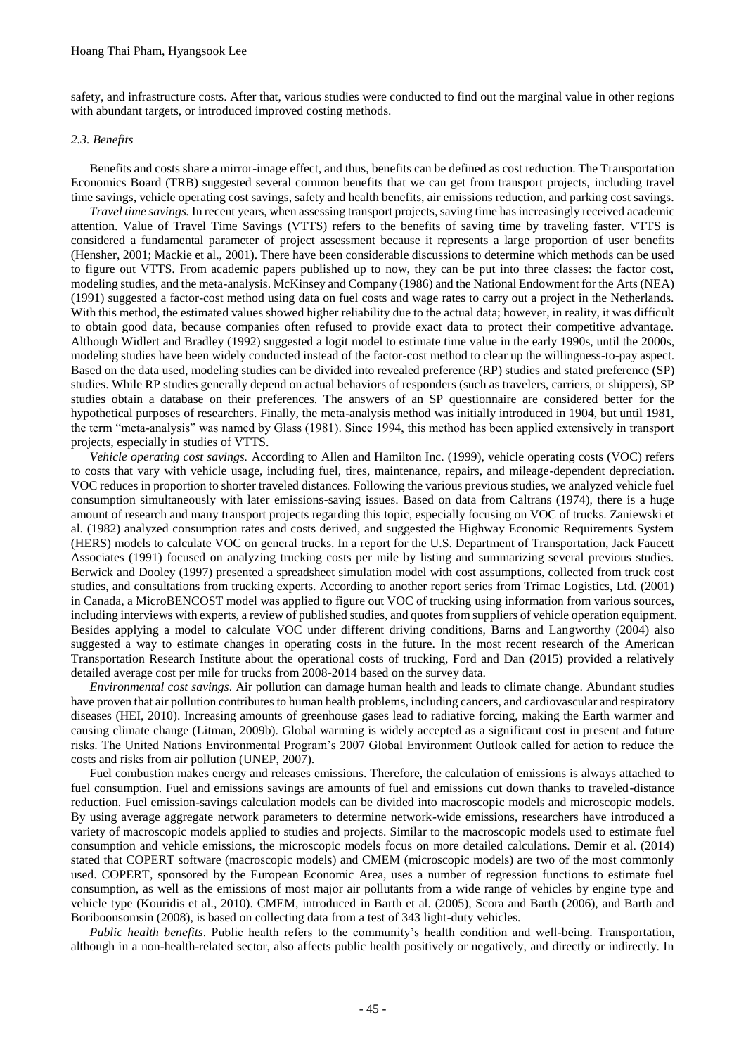safety, and infrastructure costs. After that, various studies were conducted to find out the marginal value in other regions with abundant targets, or introduced improved costing methods.

### *2.3. Benefits*

Benefits and costs share a mirror-image effect, and thus, benefits can be defined as cost reduction. The Transportation Economics Board (TRB) suggested several common benefits that we can get from transport projects, including travel time savings, vehicle operating cost savings, safety and health benefits, air emissions reduction, and parking cost savings.

*Travel time savings.* In recent years, when assessing transport projects, saving time has increasingly received academic attention. Value of Travel Time Savings (VTTS) refers to the benefits of saving time by traveling faster. VTTS is considered a fundamental parameter of project assessment because it represents a large proportion of user benefits (Hensher, 2001; Mackie et al., 2001). There have been considerable discussions to determine which methods can be used to figure out VTTS. From academic papers published up to now, they can be put into three classes: the factor cost, modeling studies, and the meta-analysis. McKinsey and Company (1986) and the National Endowment for the Arts (NEA) (1991) suggested a factor-cost method using data on fuel costs and wage rates to carry out a project in the Netherlands. With this method, the estimated values showed higher reliability due to the actual data; however, in reality, it was difficult to obtain good data, because companies often refused to provide exact data to protect their competitive advantage. Although Widlert and Bradley (1992) suggested a logit model to estimate time value in the early 1990s, until the 2000s, modeling studies have been widely conducted instead of the factor-cost method to clear up the willingness-to-pay aspect. Based on the data used, modeling studies can be divided into revealed preference (RP) studies and stated preference (SP) studies. While RP studies generally depend on actual behaviors of responders (such as travelers, carriers, or shippers), SP studies obtain a database on their preferences. The answers of an SP questionnaire are considered better for the hypothetical purposes of researchers. Finally, the meta-analysis method was initially introduced in 1904, but until 1981, the term "meta-analysis" was named by Glass (1981). Since 1994, this method has been applied extensively in transport projects, especially in studies of VTTS.

*Vehicle operating cost savings.* According to Allen and Hamilton Inc. (1999), vehicle operating costs (VOC) refers to costs that vary with vehicle usage, including fuel, tires, maintenance, repairs, and mileage-dependent depreciation. VOC reduces in proportion to shorter traveled distances. Following the various previous studies, we analyzed vehicle fuel consumption simultaneously with later emissions-saving issues. Based on data from Caltrans (1974), there is a huge amount of research and many transport projects regarding this topic, especially focusing on VOC of trucks. Zaniewski et al. (1982) analyzed consumption rates and costs derived, and suggested the Highway Economic Requirements System (HERS) models to calculate VOC on general trucks. In a report for the U.S. Department of Transportation, Jack Faucett Associates (1991) focused on analyzing trucking costs per mile by listing and summarizing several previous studies. Berwick and Dooley (1997) presented a spreadsheet simulation model with cost assumptions, collected from truck cost studies, and consultations from trucking experts. According to another report series from Trimac Logistics, Ltd. (2001) in Canada, a MicroBENCOST model was applied to figure out VOC of trucking using information from various sources, including interviews with experts, a review of published studies, and quotes from suppliers of vehicle operation equipment. Besides applying a model to calculate VOC under different driving conditions, Barns and Langworthy (2004) also suggested a way to estimate changes in operating costs in the future. In the most recent research of the American Transportation Research Institute about the operational costs of trucking, Ford and Dan (2015) provided a relatively detailed average cost per mile for trucks from 2008-2014 based on the survey data.

*Environmental cost savings*. Air pollution can damage human health and leads to climate change. Abundant studies have proven that air pollution contributes to human health problems, including cancers, and cardiovascular and respiratory diseases (HEI, 2010). Increasing amounts of greenhouse gases lead to radiative forcing, making the Earth warmer and causing climate change (Litman, 2009b). Global warming is widely accepted as a significant cost in present and future risks. The United Nations Environmental Program's 2007 Global Environment Outlook called for action to reduce the costs and risks from air pollution (UNEP, 2007).

Fuel combustion makes energy and releases emissions. Therefore, the calculation of emissions is always attached to fuel consumption. Fuel and emissions savings are amounts of fuel and emissions cut down thanks to traveled-distance reduction. Fuel emission-savings calculation models can be divided into macroscopic models and microscopic models. By using average aggregate network parameters to determine network-wide emissions, researchers have introduced a variety of macroscopic models applied to studies and projects. Similar to the macroscopic models used to estimate fuel consumption and vehicle emissions, the microscopic models focus on more detailed calculations. Demir et al. (2014) stated that COPERT software (macroscopic models) and CMEM (microscopic models) are two of the most commonly used. COPERT, sponsored by the European Economic Area, uses a number of regression functions to estimate fuel consumption, as well as the emissions of most major air pollutants from a wide range of vehicles by engine type and vehicle type (Kouridis et al., 2010). CMEM, introduced in Barth et al. (2005), Scora and Barth (2006), and Barth and Boriboonsomsin (2008), is based on collecting data from a test of 343 light-duty vehicles.

*Public health benefits*. Public health refers to the community's health condition and well-being. Transportation, although in a non-health-related sector, also affects public health positively or negatively, and directly or indirectly. In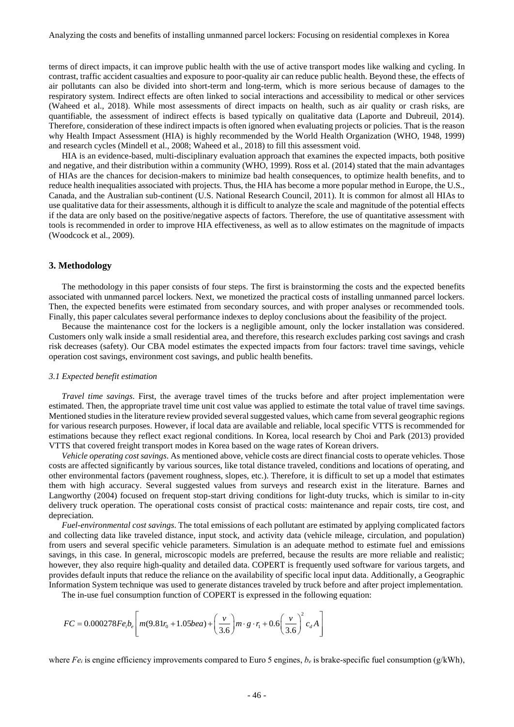terms of direct impacts, it can improve public health with the use of active transport modes like walking and cycling. In contrast, traffic accident casualties and exposure to poor-quality air can reduce public health. Beyond these, the effects of air pollutants can also be divided into short-term and long-term, which is more serious because of damages to the respiratory system. Indirect effects are often linked to social interactions and accessibility to medical or other services (Waheed et al., 2018). While most assessments of direct impacts on health, such as air quality or crash risks, are quantifiable, the assessment of indirect effects is based typically on qualitative data (Laporte and Dubreuil, 2014). Therefore, consideration of these indirect impacts is often ignored when evaluating projects or policies. That is the reason why Health Impact Assessment (HIA) is highly recommended by the World Health Organization (WHO, 1948, 1999) and research cycles (Mindell et al., 2008; Waheed et al., 2018) to fill this assessment void.

HIA is an evidence-based, multi-disciplinary evaluation approach that examines the expected impacts, both positive and negative, and their distribution within a community (WHO, 1999). Ross et al. (2014) stated that the main advantages of HIAs are the chances for decision-makers to minimize bad health consequences, to optimize health benefits, and to reduce health inequalities associated with projects. Thus, the HIA has become a more popular method in Europe, the U.S., Canada, and the Australian sub-continent (U.S. National Research Council, 2011). It is common for almost all HIAs to use qualitative data for their assessments, although it is difficult to analyze the scale and magnitude of the potential effects if the data are only based on the positive/negative aspects of factors. Therefore, the use of quantitative assessment with tools is recommended in order to improve HIA effectiveness, as well as to allow estimates on the magnitude of impacts (Woodcock et al., 2009).

## 3. Methodology

The methodology in this paper consists of four steps. The first is brainstorming the costs and the expected benefits associated with unmanned parcel lockers. Next, we monetized the practical costs of installing unmanned parcel lockers. Then, the expected benefits were estimated from secondary sources, and with proper analyses or recommended tools. Finally, this paper calculates several performance indexes to deploy conclusions about the feasibility of the project.

Because the maintenance cost for the lockers is a negligible amount, only the locker installation was considered. Customers only walk inside a small residential area, and therefore, this research excludes parking cost savings and crash risk decreases (safety). Our CBA model estimates the expected impacts from four factors: travel time savings, vehicle operation cost savings, environment cost savings, and public health benefits.

### *3.1 Expected benefit estimation*

*Travel time savings*. First, the average travel times of the trucks before and after project implementation were estimated. Then, the appropriate travel time unit cost value was applied to estimate the total value of travel time savings. Mentioned studies in the literature review provided several suggested values, which came from several geographic regions for various research purposes. However, if local data are available and reliable, local specific VTTS is recommended for estimations because they reflect exact regional conditions. In Korea, local research by Choi and Park (2013) provided VTTS that covered freight transport modes in Korea based on the wage rates of Korean drivers.

*Vehicle operating cost savings*. As mentioned above, vehicle costs are direct financial costs to operate vehicles. Those costs are affected significantly by various sources, like total distance traveled, conditions and locations of operating, and other environmental factors (pavement roughness, slopes, etc.). Therefore, it is difficult to set up a model that estimates them with high accuracy. Several suggested values from surveys and research exist in the literature. Barnes and Langworthy (2004) focused on frequent stop-start driving conditions for light-duty trucks, which is similar to in-city delivery truck operation. The operational costs consist of practical costs: maintenance and repair costs, tire cost, and depreciation.

*Fuel-environmental cost savings*. The total emissions of each pollutant are estimated by applying complicated factors and collecting data like traveled distance, input stock, and activity data (vehicle mileage, circulation, and population) from users and several specific vehicle parameters. Simulation is an adequate method to estimate fuel and emissions savings, in this case. In general, microscopic models are preferred, because the results are more reliable and realistic; however, they also require high-quality and detailed data. COPERT is frequently used software for various targets, and provides default inputs that reduce the reliance on the availability of specific local input data. Additionally, a Geographic Information System technique was used to generate distances traveled by truck before and after project implementation.

The in-use fuel consumption function of COPERT is expressed in the following equation:

$$FC = 0.000278 Fe_i b_e \left[ m(9.81 r_0 + 1.05 bea) + \left( \frac{v}{3.6} \right) m \cdot g \cdot r_1 + 0.6 \left( \frac{v}{3.6} \right)^2 c_d A \right]$$

where $Fe_i$ is engine efficiency improvements compared to Euro 5 engines, $b_e$ is brake-specific fuel consumption (g/kWh),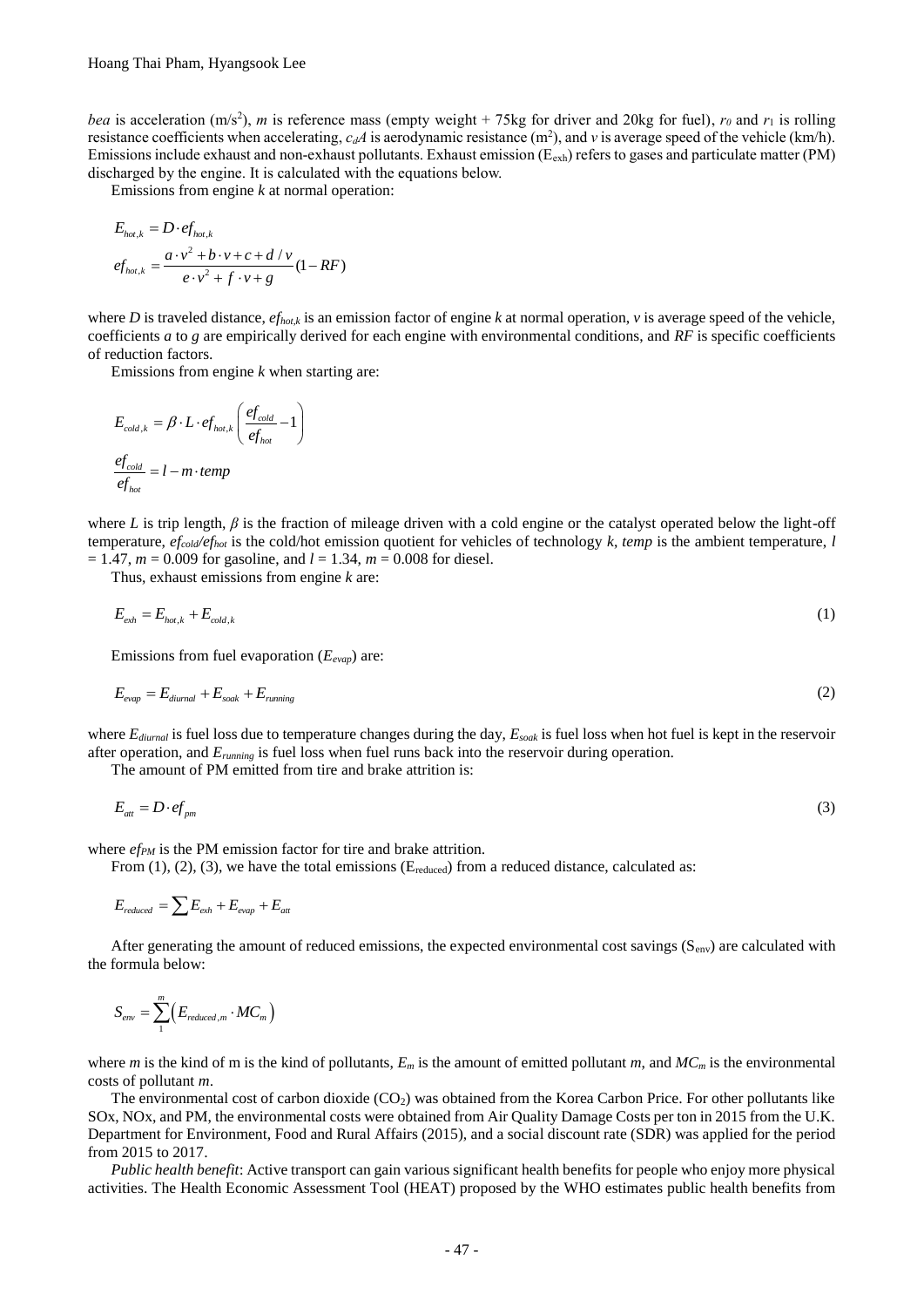*bea* is acceleration (m/s$^2$), *m* is reference mass (empty weight + 75kg for driver and 20kg for fuel), $r_0$ and $r_1$ is rolling resistance coefficients when accelerating, $c_dA$ is aerodynamic resistance (m$^2$), and *v* is average speed of the vehicle (km/h). Emissions include exhaust and non-exhaust pollutants. Exhaust emission ($E_{exh}$) refers to gases and particulate matter (PM) discharged by the engine. It is calculated with the equations below.

Emissions from engine *k* at normal operation:

$$E_{hot,k} = D \cdot ef_{hot,k}$$

$$ef_{hot,k} = \frac{a \cdot v^2 + b \cdot v + c + d / v}{e \cdot v^2 + f \cdot v + g}(1 - RF)$$

where *D* is traveled distance, $ef_{hot,k}$ is an emission factor of engine *k* at normal operation, *v* is average speed of the vehicle, coefficients *a* to *g* are empirically derived for each engine with environmental conditions, and *RF* is specific coefficients of reduction factors.

Emissions from engine *k* when starting are:

$$E_{cold,k} = \beta \cdot L \cdot ef_{hot,k}\left(\frac{ef_{cold}}{ef_{hot}} - 1\right)$$

$$\frac{ef_{cold}}{ef_{hot}} = l - m \cdot temp$$

where *L* is trip length, *β* is the fraction of mileage driven with a cold engine or the catalyst operated below the light-off temperature, $ef_{cold}/ef_{hot}$ is the cold/hot emission quotient for vehicles of technology *k*, *temp* is the ambient temperature, $l = 1.47$, $m = 0.009$ for gasoline, and $l = 1.34$, $m = 0.008$ for diesel.

Thus, exhaust emissions from engine *k* are:

$$E_{exh} = E_{hot,k} + E_{cold,k} \tag{1}$$

Emissions from fuel evaporation ($E_{evap}$) are:

$$E_{evap} = E_{diurnal} + E_{soak} + E_{running} \tag{2}$$

where $E_{diurnal}$ is fuel loss due to temperature changes during the day, $E_{soak}$ is fuel loss when hot fuel is kept in the reservoir after operation, and $E_{running}$ is fuel loss when fuel runs back into the reservoir during operation.

The amount of PM emitted from tire and brake attrition is:

$$E_{att} = D \cdot ef_{pm} \tag{3}$$

where $ef_{PM}$ is the PM emission factor for tire and brake attrition.

From (1), (2), (3), we have the total emissions ($E_{reduced}$) from a reduced distance, calculated as:

$$E_{reduced} = \sum E_{exh} + E_{evap} + E_{att}$$

After generating the amount of reduced emissions, the expected environmental cost savings ($S_{env}$) are calculated with the formula below:

$$S_{env} = \sum_{1}^{m}\left(E_{reduced,m} \cdot MC_m\right)$$

where *m* is the kind of m is the kind of pollutants, $E_m$ is the amount of emitted pollutant *m*, and $MC_m$ is the environmental costs of pollutant *m*.

The environmental cost of carbon dioxide ($CO_2$) was obtained from the Korea Carbon Price. For other pollutants like SOx, NOx, and PM, the environmental costs were obtained from Air Quality Damage Costs per ton in 2015 from the U.K. Department for Environment, Food and Rural Affairs (2015), and a social discount rate (SDR) was applied for the period from 2015 to 2017.

*Public health benefit*: Active transport can gain various significant health benefits for people who enjoy more physical activities. The Health Economic Assessment Tool (HEAT) proposed by the WHO estimates public health benefits from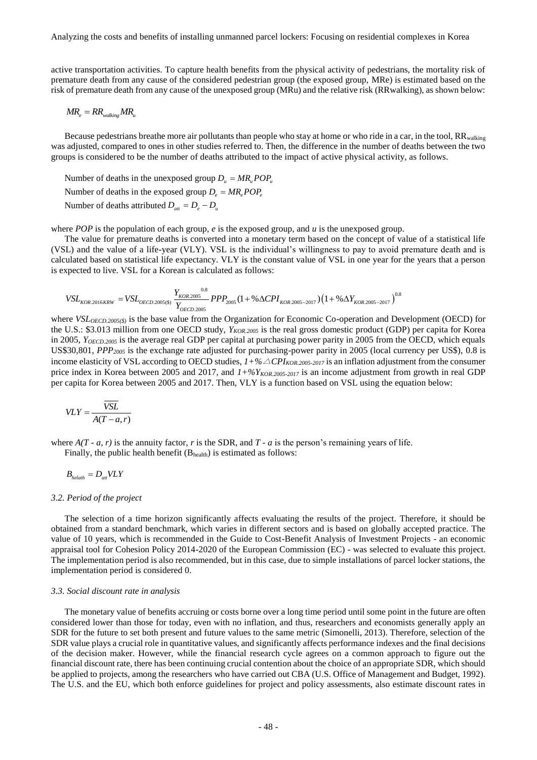active transportation activities. To capture health benefits from the physical activity of pedestrians, the mortality risk of premature death from any cause of the considered pedestrian group (the exposed group, MRe) is estimated based on the risk of premature death from any cause of the unexposed group (MRu) and the relative risk (RRwalking), as shown below:

$$MR_e = RR_{walking} MR_u$$

Because pedestrians breathe more air pollutants than people who stay at home or who ride in a car, in the tool, $RR_{walking}$ was adjusted, compared to ones in other studies referred to. Then, the difference in the number of deaths between the two groups is considered to be the number of deaths attributed to the impact of active physical activity, as follows.

Number of deaths in the unexposed group $D_u = MR_u POP_u$

Number of deaths in the exposed group $D_e = MR_e POP_e$

Number of deaths attributed $D_{att} = D_e - D_u$

where *POP* is the population of each group, *e* is the exposed group, and *u* is the unexposed group.

The value for premature deaths is converted into a monetary term based on the concept of value of a statistical life (VSL) and the value of a life-year (VLY). VSL is the individual's willingness to pay to avoid premature death and is calculated based on statistical life expectancy. VLY is the constant value of VSL in one year for the years that a person is expected to live. VSL for a Korean is calculated as follows:

$$VSL_{KOR.2016KRW} = VSL_{OECD.2005(\$)} \frac{Y_{KOR.2005}}{Y_{OECD.2005}}^{0.8} PPP_{2005}(1+\%\Delta CPI_{KOR.2005-2017})(1+\%\Delta Y_{KOR.2005-2017})^{0.8}$$

where $VSL_{OECD.2005(\$)}$ is the base value from the Organization for Economic Co-operation and Development (OECD) for the U.S.: \$3.013 million from one OECD study, $Y_{KOR.2005}$ is the real gross domestic product (GDP) per capita for Korea in 2005, $Y_{OECD.2005}$ is the average real GDP per capital at purchasing power parity in 2005 from the OECD, which equals US\$30,801, $PPP_{2005}$ is the exchange rate adjusted for purchasing-power parity in 2005 (local currency per US\$), 0.8 is income elasticity of VSL according to OECD studies, $1+\%\triangle CPI_{KOR.2005-2017}$ is an inflation adjustment from the consumer price index in Korea between 2005 and 2017, and $1+\%Y_{KOR.2005-2017}$ is an income adjustment from growth in real GDP per capita for Korea between 2005 and 2017. Then, VLY is a function based on VSL using the equation below:

$$VLY = \frac{\overline{VSL}}{A(T-a,r)}$$

where $A(T - a, r)$ is the annuity factor, $r$ is the SDR, and $T - a$ is the person's remaining years of life.

Finally, the public health benefit ($B_{health}$) is estimated as follows:

$$B_{helath} = D_{att} VLY$$

### 3.2. Period of the project

The selection of a time horizon significantly affects evaluating the results of the project. Therefore, it should be obtained from a standard benchmark, which varies in different sectors and is based on globally accepted practice. The value of 10 years, which is recommended in the Guide to Cost-Benefit Analysis of Investment Projects - an economic appraisal tool for Cohesion Policy 2014-2020 of the European Commission (EC) - was selected to evaluate this project. The implementation period is also recommended, but in this case, due to simple installations of parcel locker stations, the implementation period is considered 0.

### 3.3. Social discount rate in analysis

The monetary value of benefits accruing or costs borne over a long time period until some point in the future are often considered lower than those for today, even with no inflation, and thus, researchers and economists generally apply an SDR for the future to set both present and future values to the same metric (Simonelli, 2013). Therefore, selection of the SDR value plays a crucial role in quantitative values, and significantly affects performance indexes and the final decisions of the decision maker. However, while the financial research cycle agrees on a common approach to figure out the financial discount rate, there has been continuing crucial contention about the choice of an appropriate SDR, which should be applied to projects, among the researchers who have carried out CBA (U.S. Office of Management and Budget, 1992). The U.S. and the EU, which both enforce guidelines for project and policy assessments, also estimate discount rates in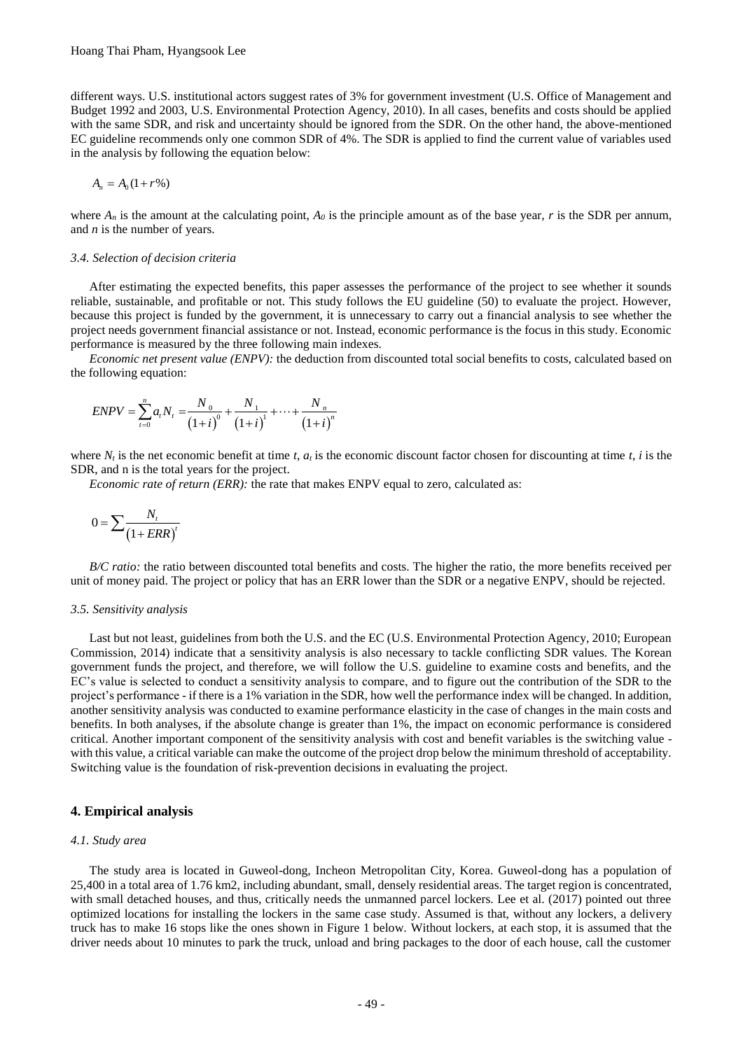different ways. U.S. institutional actors suggest rates of 3% for government investment (U.S. Office of Management and Budget 1992 and 2003, U.S. Environmental Protection Agency, 2010). In all cases, benefits and costs should be applied with the same SDR, and risk and uncertainty should be ignored from the SDR. On the other hand, the above-mentioned EC guideline recommends only one common SDR of 4%. The SDR is applied to find the current value of variables used in the analysis by following the equation below:

$$A_n = A_0(1+r\%)$$

where $A_n$ is the amount at the calculating point, $A_0$ is the principle amount as of the base year, $r$ is the SDR per annum, and $n$ is the number of years.

### 3.4. Selection of decision criteria

After estimating the expected benefits, this paper assesses the performance of the project to see whether it sounds reliable, sustainable, and profitable or not. This study follows the EU guideline (50) to evaluate the project. However, because this project is funded by the government, it is unnecessary to carry out a financial analysis to see whether the project needs government financial assistance or not. Instead, economic performance is the focus in this study. Economic performance is measured by the three following main indexes.

*Economic net present value (ENPV):* the deduction from discounted total social benefits to costs, calculated based on the following equation:

$$ENPV = \sum_{t=0}^{n} a_t N_t = \frac{N_0}{(1+i)^0} + \frac{N_1}{(1+i)^1} + \cdots + \frac{N_n}{(1+i)^n}$$

where $N_t$ is the net economic benefit at time $t$, $a_t$ is the economic discount factor chosen for discounting at time $t$, $i$ is the SDR, and n is the total years for the project.

*Economic rate of return (ERR):* the rate that makes ENPV equal to zero, calculated as:

$$0 = \sum \frac{N_t}{(1+ERR)^t}$$

*B/C ratio:* the ratio between discounted total benefits and costs. The higher the ratio, the more benefits received per unit of money paid. The project or policy that has an ERR lower than the SDR or a negative ENPV, should be rejected.

### 3.5. Sensitivity analysis

Last but not least, guidelines from both the U.S. and the EC (U.S. Environmental Protection Agency, 2010; European Commission, 2014) indicate that a sensitivity analysis is also necessary to tackle conflicting SDR values. The Korean government funds the project, and therefore, we will follow the U.S. guideline to examine costs and benefits, and the EC's value is selected to conduct a sensitivity analysis to compare, and to figure out the contribution of the SDR to the project's performance - if there is a 1% variation in the SDR, how well the performance index will be changed. In addition, another sensitivity analysis was conducted to examine performance elasticity in the case of changes in the main costs and benefits. In both analyses, if the absolute change is greater than 1%, the impact on economic performance is considered critical. Another important component of the sensitivity analysis with cost and benefit variables is the switching value - with this value, a critical variable can make the outcome of the project drop below the minimum threshold of acceptability. Switching value is the foundation of risk-prevention decisions in evaluating the project.

## 4. Empirical analysis

### 4.1. Study area

The study area is located in Guweol-dong, Incheon Metropolitan City, Korea. Guweol-dong has a population of 25,400 in a total area of 1.76 km2, including abundant, small, densely residential areas. The target region is concentrated, with small detached houses, and thus, critically needs the unmanned parcel lockers. Lee et al. (2017) pointed out three optimized locations for installing the lockers in the same case study. Assumed is that, without any lockers, a delivery truck has to make 16 stops like the ones shown in Figure 1 below. Without lockers, at each stop, it is assumed that the driver needs about 10 minutes to park the truck, unload and bring packages to the door of each house, call the customer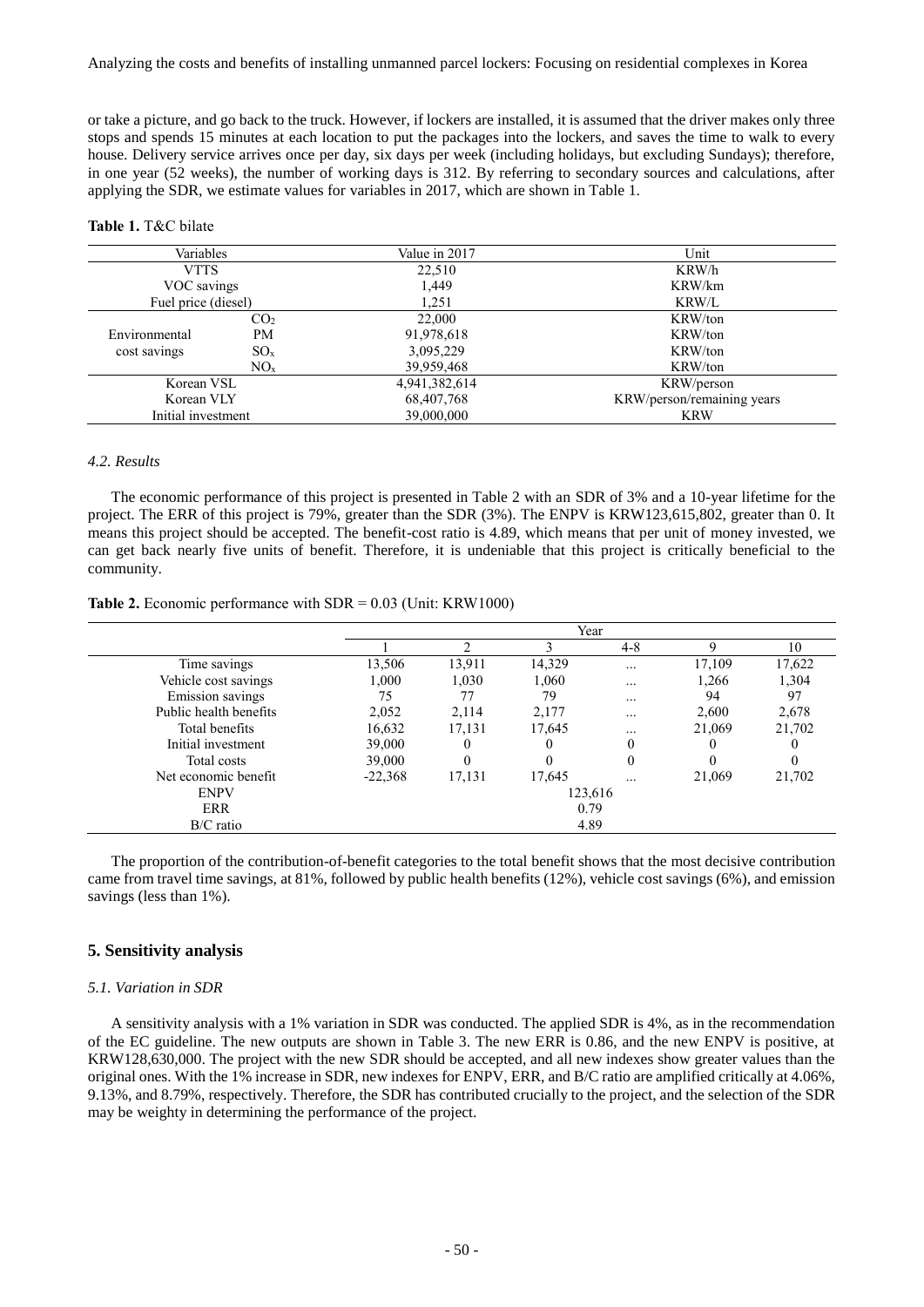or take a picture, and go back to the truck. However, if lockers are installed, it is assumed that the driver makes only three stops and spends 15 minutes at each location to put the packages into the lockers, and saves the time to walk to every house. Delivery service arrives once per day, six days per week (including holidays, but excluding Sundays); therefore, in one year (52 weeks), the number of working days is 312. By referring to secondary sources and calculations, after applying the SDR, we estimate values for variables in 2017, which are shown in Table 1.

**Table 1.** T&C bilate

| Variables | | Value in 2017 | Unit |
|---|---|---|---|
| VTTS | | 22,510 | KRW/h |
| VOC savings | | 1,449 | KRW/km |
| Fuel price (diesel) | | 1,251 | KRW/L |
| Environmental cost savings | $CO_2$ | 22,000 | KRW/ton |
| | PM | 91,978,618 | KRW/ton |
| | $SO_x$ | 3,095,229 | KRW/ton |
| | $NO_x$ | 39,959,468 | KRW/ton |
| Korean VSL | | 4,941,382,614 | KRW/person |
| Korean VLY | | 68,407,768 | KRW/person/remaining years |
| Initial investment | | 39,000,000 | KRW |

### *4.2. Results*

The economic performance of this project is presented in Table 2 with an SDR of 3% and a 10-year lifetime for the project. The ERR of this project is 79%, greater than the SDR (3%). The ENPV is KRW123,615,802, greater than 0. It means this project should be accepted. The benefit-cost ratio is 4.89, which means that per unit of money invested, we can get back nearly five units of benefit. Therefore, it is undeniable that this project is critically beneficial to the community.

**Table 2.** Economic performance with SDR = 0.03 (Unit: KRW1000)

| | Year | | | | | |
|---|---|---|---|---|---|---|
| | 1 | 2 | 3 | 4-8 | 9 | 10 |
| Time savings | 13,506 | 13,911 | 14,329 | … | 17,109 | 17,622 |
| Vehicle cost savings | 1,000 | 1,030 | 1,060 | … | 1,266 | 1,304 |
| Emission savings | 75 | 77 | 79 | … | 94 | 97 |
| Public health benefits | 2,052 | 2,114 | 2,177 | … | 2,600 | 2,678 |
| Total benefits | 16,632 | 17,131 | 17,645 | … | 21,069 | 21,702 |
| Initial investment | 39,000 | 0 | 0 | 0 | 0 | 0 |
| Total costs | 39,000 | 0 | 0 | 0 | 0 | 0 |
| Net economic benefit | -22,368 | 17,131 | 17,645 | … | 21,069 | 21,702 |
| ENPV | 123,616 | | | | | |
| ERR | 0.79 | | | | | |
| B/C ratio | 4.89 | | | | | |

The proportion of the contribution-of-benefit categories to the total benefit shows that the most decisive contribution came from travel time savings, at 81%, followed by public health benefits (12%), vehicle cost savings (6%), and emission savings (less than 1%).

## 5. Sensitivity analysis

### *5.1. Variation in SDR*

A sensitivity analysis with a 1% variation in SDR was conducted. The applied SDR is 4%, as in the recommendation of the EC guideline. The new outputs are shown in Table 3. The new ERR is 0.86, and the new ENPV is positive, at KRW128,630,000. The project with the new SDR should be accepted, and all new indexes show greater values than the original ones. With the 1% increase in SDR, new indexes for ENPV, ERR, and B/C ratio are amplified critically at 4.06%, 9.13%, and 8.79%, respectively. Therefore, the SDR has contributed crucially to the project, and the selection of the SDR may be weighty in determining the performance of the project.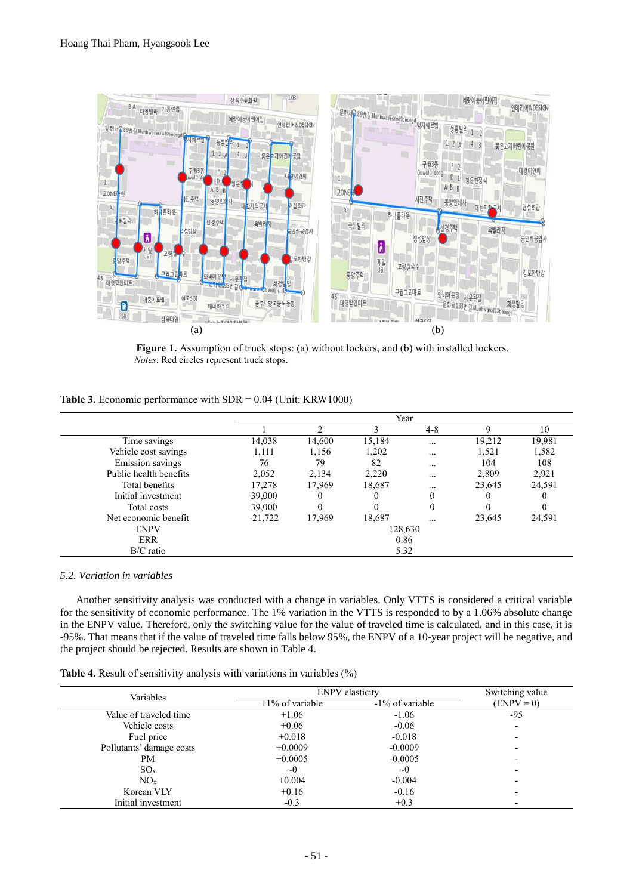(a) (b)

**Figure 1.** Assumption of truck stops: (a) without lockers, and (b) with installed lockers.
*Notes*: Red circles represent truck stops.

**Table 3.** Economic performance with SDR = 0.04 (Unit: KRW1000)

| | Year | | | | | |
|---|---|---|---|---|---|---|
| | 1 | 2 | 3 | 4-8 | 9 | 10 |
| Time savings | 14,038 | 14,600 | 15,184 | … | 19,212 | 19,981 |
| Vehicle cost savings | 1,111 | 1,156 | 1,202 | … | 1,521 | 1,582 |
| Emission savings | 76 | 79 | 82 | … | 104 | 108 |
| Public health benefits | 2,052 | 2,134 | 2,220 | … | 2,809 | 2,921 |
| Total benefits | 17,278 | 17,969 | 18,687 | … | 23,645 | 24,591 |
| Initial investment | 39,000 | 0 | 0 | 0 | 0 | 0 |
| Total costs | 39,000 | 0 | 0 | 0 | 0 | 0 |
| Net economic benefit | -21,722 | 17,969 | 18,687 | … | 23,645 | 24,591 |
| ENPV | 128,630 | | | | | |
| ERR | 0.86 | | | | | |
| B/C ratio | 5.32 | | | | | |

### *5.2. Variation in variables*

Another sensitivity analysis was conducted with a change in variables. Only VTTS is considered a critical variable for the sensitivity of economic performance. The 1% variation in the VTTS is responded to by a 1.06% absolute change in the ENPV value. Therefore, only the switching value for the value of traveled time is calculated, and in this case, it is -95%. That means that if the value of traveled time falls below 95%, the ENPV of a 10-year project will be negative, and the project should be rejected. Results are shown in Table 4.

**Table 4.** Result of sensitivity analysis with variations in variables (%)

| Variables | ENPV elasticity | | Switching value |
|---|---|---|---|
| | +1% of variable | -1% of variable | (ENPV = 0) |
| Value of traveled time | +1.06 | -1.06 | -95 |
| Vehicle costs | +0.06 | -0.06 | - |
| Fuel price | +0.018 | -0.018 | - |
| Pollutants' damage costs | +0.0009 | -0.0009 | - |
| PM | +0.0005 | -0.0005 | - |
| $SO_x$ | ~0 | ~0 | - |
| $NO_x$ | +0.004 | -0.004 | - |
| Korean VLY | +0.16 | -0.16 | - |
| Initial investment | -0.3 | +0.3 | - |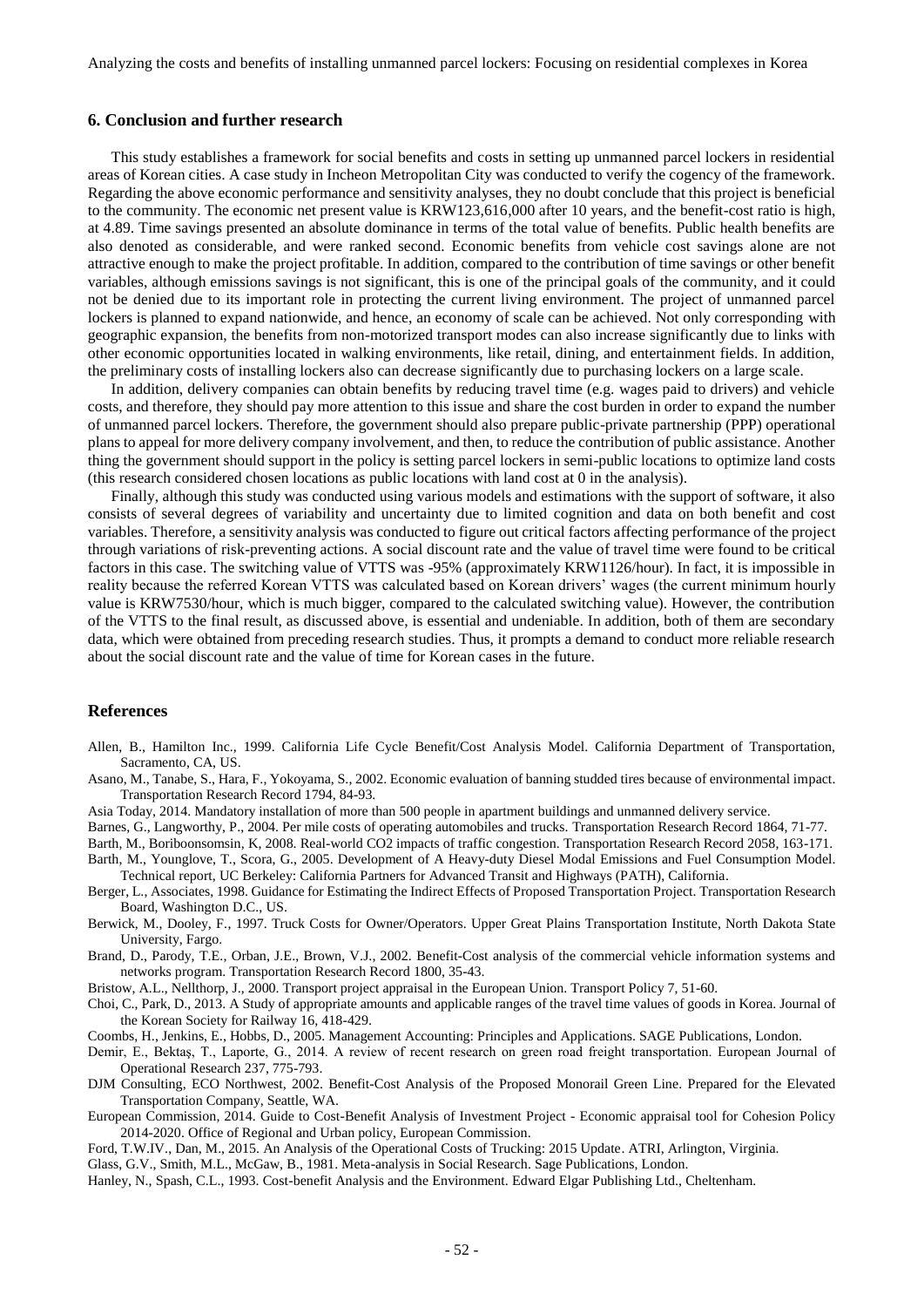## 6. Conclusion and further research

This study establishes a framework for social benefits and costs in setting up unmanned parcel lockers in residential areas of Korean cities. A case study in Incheon Metropolitan City was conducted to verify the cogency of the framework. Regarding the above economic performance and sensitivity analyses, they no doubt conclude that this project is beneficial to the community. The economic net present value is KRW123,616,000 after 10 years, and the benefit-cost ratio is high, at 4.89. Time savings presented an absolute dominance in terms of the total value of benefits. Public health benefits are also denoted as considerable, and were ranked second. Economic benefits from vehicle cost savings alone are not attractive enough to make the project profitable. In addition, compared to the contribution of time savings or other benefit variables, although emissions savings is not significant, this is one of the principal goals of the community, and it could not be denied due to its important role in protecting the current living environment. The project of unmanned parcel lockers is planned to expand nationwide, and hence, an economy of scale can be achieved. Not only corresponding with geographic expansion, the benefits from non-motorized transport modes can also increase significantly due to links with other economic opportunities located in walking environments, like retail, dining, and entertainment fields. In addition, the preliminary costs of installing lockers also can decrease significantly due to purchasing lockers on a large scale.

In addition, delivery companies can obtain benefits by reducing travel time (e.g. wages paid to drivers) and vehicle costs, and therefore, they should pay more attention to this issue and share the cost burden in order to expand the number of unmanned parcel lockers. Therefore, the government should also prepare public-private partnership (PPP) operational plans to appeal for more delivery company involvement, and then, to reduce the contribution of public assistance. Another thing the government should support in the policy is setting parcel lockers in semi-public locations to optimize land costs (this research considered chosen locations as public locations with land cost at 0 in the analysis).

Finally, although this study was conducted using various models and estimations with the support of software, it also consists of several degrees of variability and uncertainty due to limited cognition and data on both benefit and cost variables. Therefore, a sensitivity analysis was conducted to figure out critical factors affecting performance of the project through variations of risk-preventing actions. A social discount rate and the value of travel time were found to be critical factors in this case. The switching value of VTTS was -95% (approximately KRW1126/hour). In fact, it is impossible in reality because the referred Korean VTTS was calculated based on Korean drivers' wages (the current minimum hourly value is KRW7530/hour, which is much bigger, compared to the calculated switching value). However, the contribution of the VTTS to the final result, as discussed above, is essential and undeniable. In addition, both of them are secondary data, which were obtained from preceding research studies. Thus, it prompts a demand to conduct more reliable research about the social discount rate and the value of time for Korean cases in the future.

## References

Allen, B., Hamilton Inc., 1999. California Life Cycle Benefit/Cost Analysis Model. California Department of Transportation, Sacramento, CA, US.

Asano, M., Tanabe, S., Hara, F., Yokoyama, S., 2002. Economic evaluation of banning studded tires because of environmental impact. Transportation Research Record 1794, 84-93.

Asia Today, 2014. Mandatory installation of more than 500 people in apartment buildings and unmanned delivery service.

Barnes, G., Langworthy, P., 2004. Per mile costs of operating automobiles and trucks. Transportation Research Record 1864, 71-77.

Barth, M., Boriboonsomsin, K, 2008. Real-world CO2 impacts of traffic congestion. Transportation Research Record 2058, 163-171.

Barth, M., Younglove, T., Scora, G., 2005. Development of A Heavy-duty Diesel Modal Emissions and Fuel Consumption Model. Technical report, UC Berkeley: California Partners for Advanced Transit and Highways (PATH), California.

Berger, L., Associates, 1998. Guidance for Estimating the Indirect Effects of Proposed Transportation Project. Transportation Research Board, Washington D.C., US.

Berwick, M., Dooley, F., 1997. Truck Costs for Owner/Operators. Upper Great Plains Transportation Institute, North Dakota State University, Fargo.

Brand, D., Parody, T.E., Orban, J.E., Brown, V.J., 2002. Benefit-Cost analysis of the commercial vehicle information systems and networks program. Transportation Research Record 1800, 35-43.

Bristow, A.L., Nellthorp, J., 2000. Transport project appraisal in the European Union. Transport Policy 7, 51-60.

Choi, C., Park, D., 2013. A Study of appropriate amounts and applicable ranges of the travel time values of goods in Korea. Journal of the Korean Society for Railway 16, 418-429.

Coombs, H., Jenkins, E., Hobbs, D., 2005. Management Accounting: Principles and Applications. SAGE Publications, London.

Demir, E., Bektaş, T., Laporte, G., 2014. A review of recent research on green road freight transportation. European Journal of Operational Research 237, 775-793.

DJM Consulting, ECO Northwest, 2002. Benefit-Cost Analysis of the Proposed Monorail Green Line. Prepared for the Elevated Transportation Company, Seattle, WA.

European Commission, 2014. Guide to Cost-Benefit Analysis of Investment Project - Economic appraisal tool for Cohesion Policy 2014-2020. Office of Regional and Urban policy, European Commission.

Ford, T.W.IV., Dan, M., 2015. An Analysis of the Operational Costs of Trucking: 2015 Update. ATRI, Arlington, Virginia.

Glass, G.V., Smith, M.L., McGaw, B., 1981. Meta-analysis in Social Research. Sage Publications, London.

Hanley, N., Spash, C.L., 1993. Cost-benefit Analysis and the Environment. Edward Elgar Publishing Ltd., Cheltenham.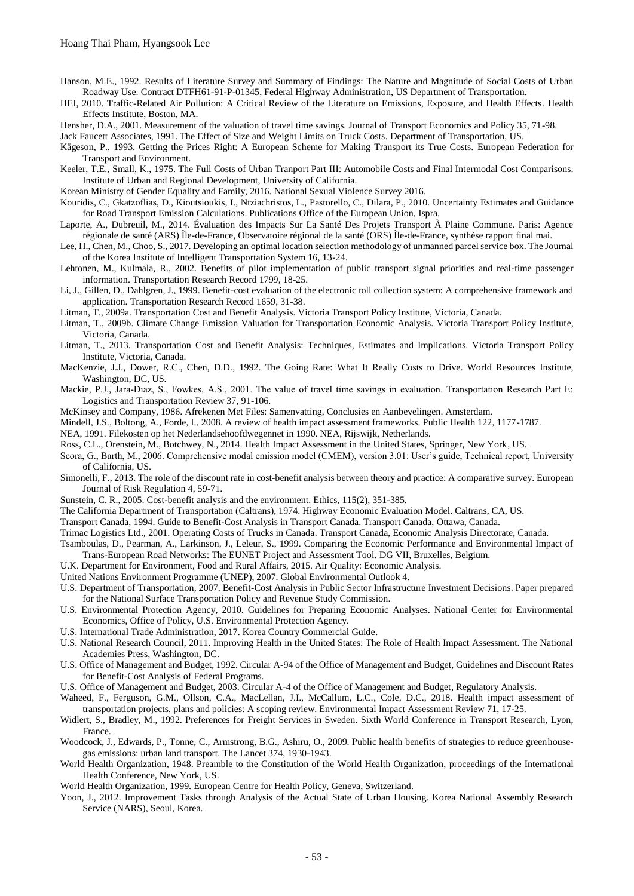Hanson, M.E., 1992. Results of Literature Survey and Summary of Findings: The Nature and Magnitude of Social Costs of Urban Roadway Use. Contract DTFH61-91-P-01345, Federal Highway Administration, US Department of Transportation.

HEI, 2010. Traffic-Related Air Pollution: A Critical Review of the Literature on Emissions, Exposure, and Health Effects. Health Effects Institute, Boston, MA.

Hensher, D.A., 2001. Measurement of the valuation of travel time savings. Journal of Transport Economics and Policy 35, 71-98.

Jack Faucett Associates, 1991. The Effect of Size and Weight Limits on Truck Costs. Department of Transportation, US.

Kågeson, P., 1993. Getting the Prices Right: A European Scheme for Making Transport its True Costs. European Federation for Transport and Environment.

Keeler, T.E., Small, K., 1975. The Full Costs of Urban Tranport Part III: Automobile Costs and Final Intermodal Cost Comparisons. Institute of Urban and Regional Development, University of California.

Korean Ministry of Gender Equality and Family, 2016. National Sexual Violence Survey 2016.

Kouridis, C., Gkatzoflias, D., Kioutsioukis, I., Ntziachristos, L., Pastorello, C., Dilara, P., 2010. Uncertainty Estimates and Guidance for Road Transport Emission Calculations. Publications Office of the European Union, Ispra.

Laporte, A., Dubreuil, M., 2014. Évaluation des Impacts Sur La Santé Des Projets Transport À Plaine Commune. Paris: Agence régionale de santé (ARS) Île-de-France, Observatoire régional de la santé (ORS) Île-de-France, synthèse rapport final mai.

Lee, H., Chen, M., Choo, S., 2017. Developing an optimal location selection methodology of unmanned parcel service box. The Journal of the Korea Institute of Intelligent Transportation System 16, 13-24.

Lehtonen, M., Kulmala, R., 2002. Benefits of pilot implementation of public transport signal priorities and real-time passenger information. Transportation Research Record 1799, 18-25.

Li, J., Gillen, D., Dahlgren, J., 1999. Benefit-cost evaluation of the electronic toll collection system: A comprehensive framework and application. Transportation Research Record 1659, 31-38.

Litman, T., 2009a. Transportation Cost and Benefit Analysis. Victoria Transport Policy Institute, Victoria, Canada.

Litman, T., 2009b. Climate Change Emission Valuation for Transportation Economic Analysis. Victoria Transport Policy Institute, Victoria, Canada.

Litman, T., 2013. Transportation Cost and Benefit Analysis: Techniques, Estimates and Implications. Victoria Transport Policy Institute, Victoria, Canada.

MacKenzie, J.J., Dower, R.C., Chen, D.D., 1992. The Going Rate: What It Really Costs to Drive. World Resources Institute, Washington, DC, US.

Mackie, P.J., Jara-Dıaz, S., Fowkes, A.S., 2001. The value of travel time savings in evaluation. Transportation Research Part E: Logistics and Transportation Review 37, 91-106.

McKinsey and Company, 1986. Afrekenen Met Files: Samenvatting, Conclusies en Aanbevelingen. Amsterdam.

Mindell, J.S., Boltong, A., Forde, I., 2008. A review of health impact assessment frameworks. Public Health 122, 1177-1787.

NEA, 1991. Filekosten op het Nederlandsehoofdwegennet in 1990. NEA, Rijswijk, Netherlands.

Ross, C.L., Orenstein, M., Botchwey, N., 2014. Health Impact Assessment in the United States, Springer, New York, US.

Scora, G., Barth, M., 2006. Comprehensive modal emission model (CMEM), version 3.01: User's guide, Technical report, University of California, US.

Simonelli, F., 2013. The role of the discount rate in cost-benefit analysis between theory and practice: A comparative survey. European Journal of Risk Regulation 4, 59-71.

Sunstein, C. R., 2005. Cost-benefit analysis and the environment. Ethics, 115(2), 351-385.

The California Department of Transportation (Caltrans), 1974. Highway Economic Evaluation Model. Caltrans, CA, US.

Transport Canada, 1994. Guide to Benefit-Cost Analysis in Transport Canada. Transport Canada, Ottawa, Canada.

Trimac Logistics Ltd., 2001. Operating Costs of Trucks in Canada. Transport Canada, Economic Analysis Directorate, Canada.

Tsamboulas, D., Pearman, A., Larkinson, J., Leleur, S., 1999. Comparing the Economic Performance and Environmental Impact of Trans-European Road Networks: The EUNET Project and Assessment Tool. DG VII, Bruxelles, Belgium.

U.K. Department for Environment, Food and Rural Affairs, 2015. Air Quality: Economic Analysis.

United Nations Environment Programme (UNEP), 2007. Global Environmental Outlook 4.

U.S. Department of Transportation, 2007. Benefit-Cost Analysis in Public Sector Infrastructure Investment Decisions. Paper prepared for the National Surface Transportation Policy and Revenue Study Commission.

U.S. Environmental Protection Agency, 2010. Guidelines for Preparing Economic Analyses. National Center for Environmental Economics, Office of Policy, U.S. Environmental Protection Agency.

U.S. International Trade Administration, 2017. Korea Country Commercial Guide.

U.S. National Research Council, 2011. Improving Health in the United States: The Role of Health Impact Assessment. The National Academies Press, Washington, DC.

U.S. Office of Management and Budget, 1992. Circular A-94 of the Office of Management and Budget, Guidelines and Discount Rates for Benefit-Cost Analysis of Federal Programs.

U.S. Office of Management and Budget, 2003. Circular A-4 of the Office of Management and Budget, Regulatory Analysis.

Waheed, F., Ferguson, G.M., Ollson, C.A., MacLellan, J.I., McCallum, L.C., Cole, D.C., 2018. Health impact assessment of transportation projects, plans and policies: A scoping review. Environmental Impact Assessment Review 71, 17-25.

Widlert, S., Bradley, M., 1992. Preferences for Freight Services in Sweden. Sixth World Conference in Transport Research, Lyon, France.

Woodcock, J., Edwards, P., Tonne, C., Armstrong, B.G., Ashiru, O., 2009. Public health benefits of strategies to reduce greenhouse-gas emissions: urban land transport. The Lancet 374, 1930-1943.

World Health Organization, 1948. Preamble to the Constitution of the World Health Organization, proceedings of the International Health Conference, New York, US.

World Health Organization, 1999. European Centre for Health Policy, Geneva, Switzerland.

Yoon, J., 2012. Improvement Tasks through Analysis of the Actual State of Urban Housing. Korea National Assembly Research Service (NARS), Seoul, Korea.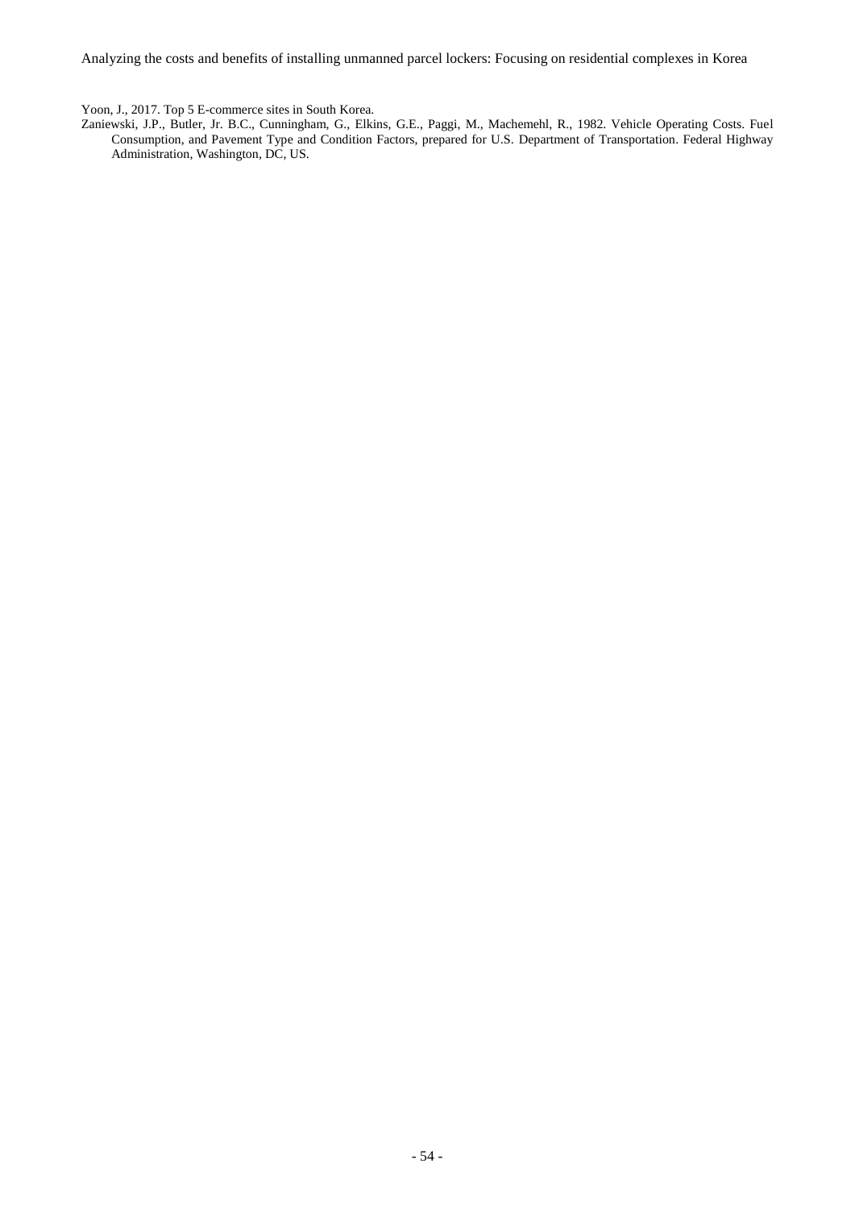Yoon, J., 2017. Top 5 E-commerce sites in South Korea.

Zaniewski, J.P., Butler, Jr. B.C., Cunningham, G., Elkins, G.E., Paggi, M., Machemehl, R., 1982. Vehicle Operating Costs. Fuel Consumption, and Pavement Type and Condition Factors, prepared for U.S. Department of Transportation. Federal Highway Administration, Washington, DC, US.